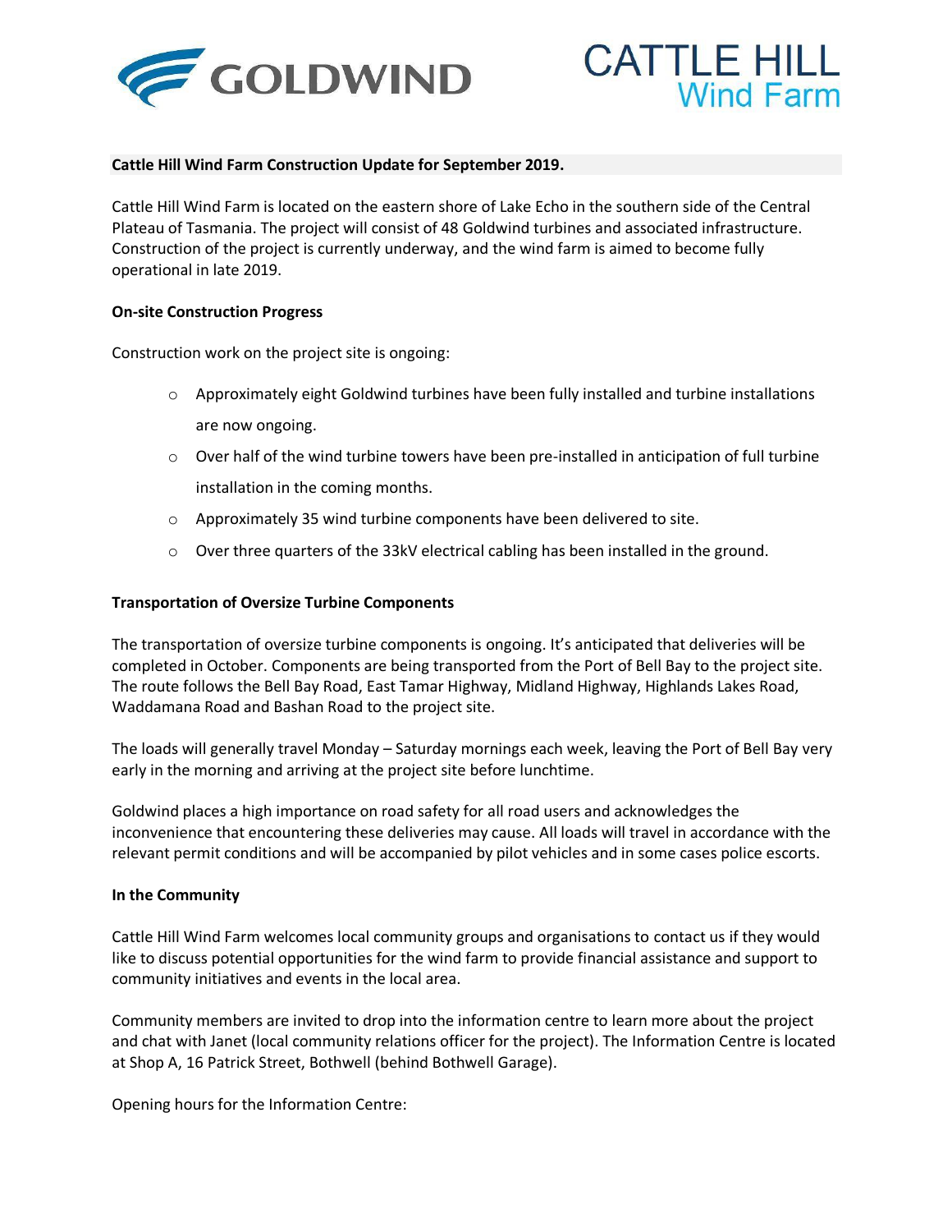GOLDWIND

CATTLE HILL
Wind Farm

**Cattle Hill Wind Farm Construction Update for September 2019.**

Cattle Hill Wind Farm is located on the eastern shore of Lake Echo in the southern side of the Central Plateau of Tasmania. The project will consist of 48 Goldwind turbines and associated infrastructure. Construction of the project is currently underway, and the wind farm is aimed to become fully operational in late 2019.

**On-site Construction Progress**

Construction work on the project site is ongoing:

- Approximately eight Goldwind turbines have been fully installed and turbine installations are now ongoing.
- Over half of the wind turbine towers have been pre-installed in anticipation of full turbine installation in the coming months.
- Approximately 35 wind turbine components have been delivered to site.
- Over three quarters of the 33kV electrical cabling has been installed in the ground.

**Transportation of Oversize Turbine Components**

The transportation of oversize turbine components is ongoing. It's anticipated that deliveries will be completed in October. Components are being transported from the Port of Bell Bay to the project site. The route follows the Bell Bay Road, East Tamar Highway, Midland Highway, Highlands Lakes Road, Waddamana Road and Bashan Road to the project site.

The loads will generally travel Monday – Saturday mornings each week, leaving the Port of Bell Bay very early in the morning and arriving at the project site before lunchtime.

Goldwind places a high importance on road safety for all road users and acknowledges the inconvenience that encountering these deliveries may cause. All loads will travel in accordance with the relevant permit conditions and will be accompanied by pilot vehicles and in some cases police escorts.

**In the Community**

Cattle Hill Wind Farm welcomes local community groups and organisations to contact us if they would like to discuss potential opportunities for the wind farm to provide financial assistance and support to community initiatives and events in the local area.

Community members are invited to drop into the information centre to learn more about the project and chat with Janet (local community relations officer for the project). The Information Centre is located at Shop A, 16 Patrick Street, Bothwell (behind Bothwell Garage).

Opening hours for the Information Centre: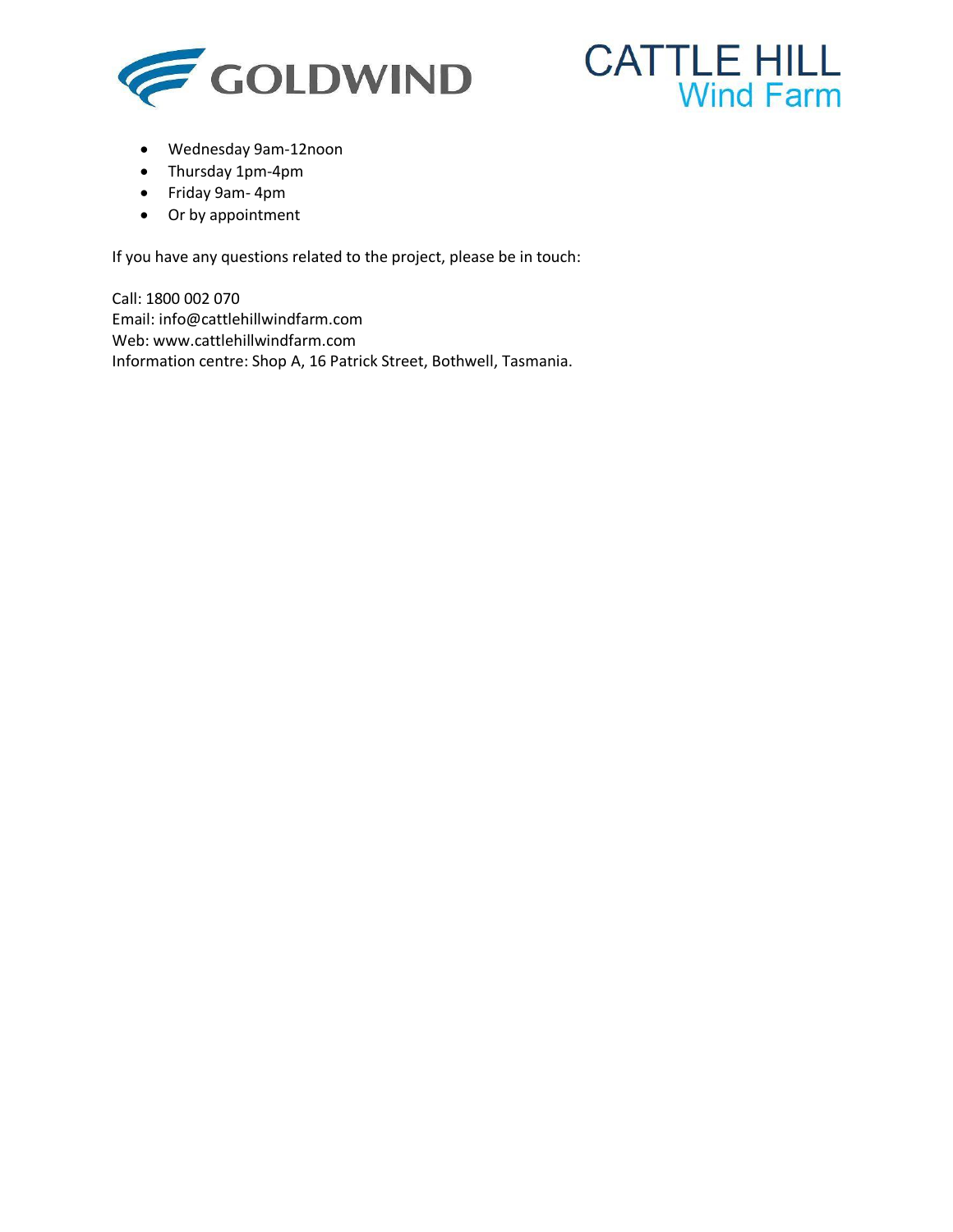- Wednesday 9am-12noon
- Thursday 1pm-4pm
- Friday 9am- 4pm
- Or by appointment

If you have any questions related to the project, please be in touch:

Call: 1800 002 070
Email: info@cattlehillwindfarm.com
Web: www.cattlehillwindfarm.com
Information centre: Shop A, 16 Patrick Street, Bothwell, Tasmania.